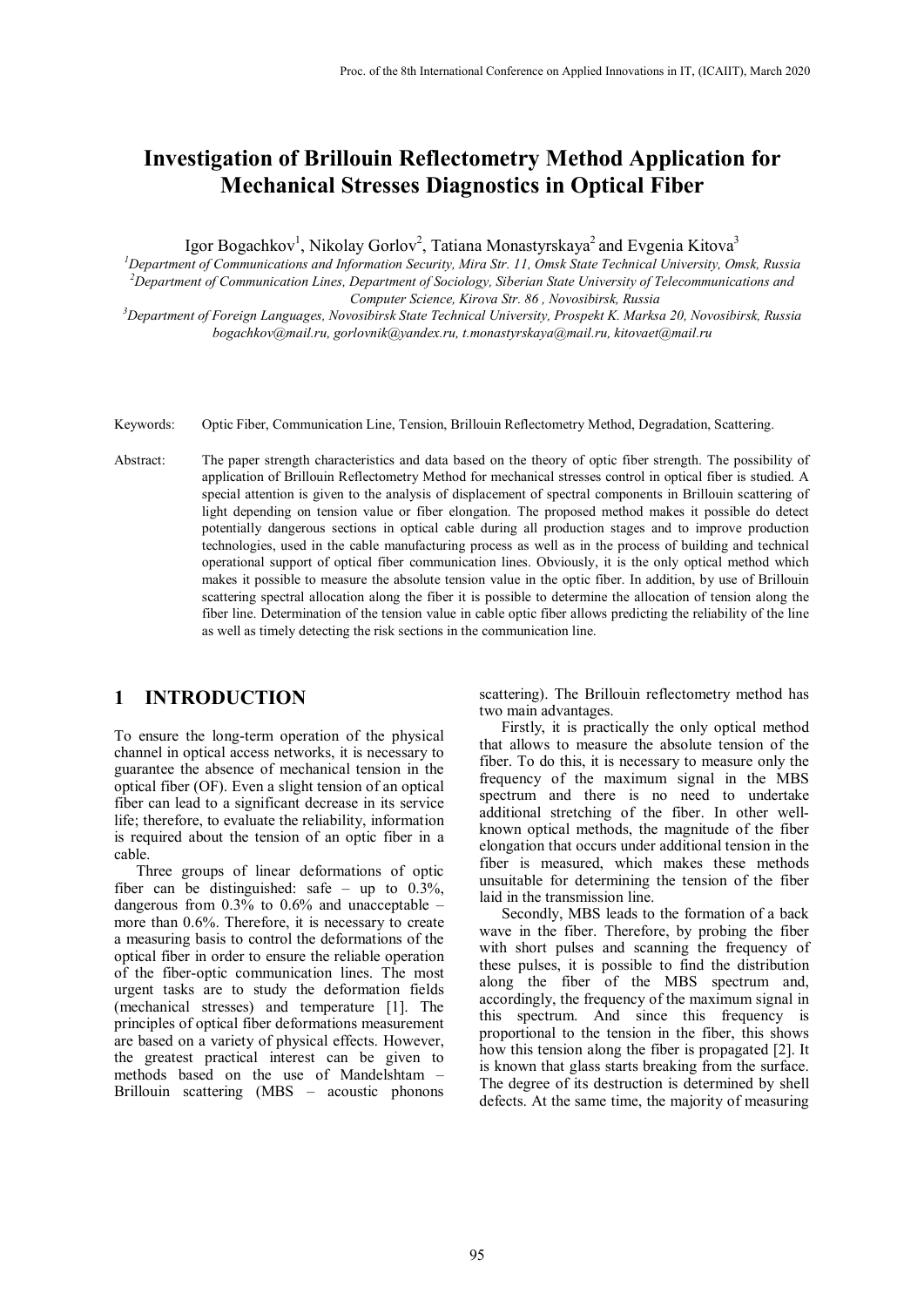# Investigation of Brillouin Reflectometry Method Application for Mechanical Stresses Diagnostics in Optical Fiber

Igor Bogachkov[1], Nikolay Gorlov[2], Tatiana Monastyrskaya[2] and Evgenia Kitova[3]

[1]*Department of Communications and Information Security, Mira Str. 11, Omsk State Technical University, Omsk, Russia*
[2]*Department of Communication Lines, Department of Sociology, Siberian State University of Telecommunications and Computer Science, Kirova Str. 86 , Novosibirsk, Russia*
[3]*Department of Foreign Languages, Novosibirsk State Technical University, Prospekt K. Marksa 20, Novosibirsk, Russia*
*bogachkov@mail.ru, gorlovnik@yandex.ru, t.monastyrskaya@mail.ru, kitovaet@mail.ru*

Keywords: Optic Fiber, Communication Line, Tension, Brillouin Reflectometry Method, Degradation, Scattering.

Abstract: The paper strength characteristics and data based on the theory of optic fiber strength. The possibility of application of Brillouin Reflectometry Method for mechanical stresses control in optical fiber is studied. A special attention is given to the analysis of displacement of spectral components in Brillouin scattering of light depending on tension value or fiber elongation. The proposed method makes it possible do detect potentially dangerous sections in optical cable during all production stages and to improve production technologies, used in the cable manufacturing process as well as in the process of building and technical operational support of optical fiber communication lines. Obviously, it is the only optical method which makes it possible to measure the absolute tension value in the optic fiber. In addition, by use of Brillouin scattering spectral allocation along the fiber it is possible to determine the allocation of tension along the fiber line. Determination of the tension value in cable optic fiber allows predicting the reliability of the line as well as timely detecting the risk sections in the communication line.

## 1 INTRODUCTION

To ensure the long-term operation of the physical channel in optical access networks, it is necessary to guarantee the absence of mechanical tension in the optical fiber (OF). Even a slight tension of an optical fiber can lead to a significant decrease in its service life; therefore, to evaluate the reliability, information is required about the tension of an optic fiber in a cable.

Three groups of linear deformations of optic fiber can be distinguished: safe – up to 0.3%, dangerous from 0.3% to 0.6% and unacceptable – more than 0.6%. Therefore, it is necessary to create a measuring basis to control the deformations of the optical fiber in order to ensure the reliable operation of the fiber-optic communication lines. The most urgent tasks are to study the deformation fields (mechanical stresses) and temperature [1]. The principles of optical fiber deformations measurement are based on a variety of physical effects. However, the greatest practical interest can be given to methods based on the use of Mandelshtam – Brillouin scattering (MBS – acoustic phonons scattering). The Brillouin reflectometry method has two main advantages.

Firstly, it is practically the only optical method that allows to measure the absolute tension of the fiber. To do this, it is necessary to measure only the frequency of the maximum signal in the MBS spectrum and there is no need to undertake additional stretching of the fiber. In other well-known optical methods, the magnitude of the fiber elongation that occurs under additional tension in the fiber is measured, which makes these methods unsuitable for determining the tension of the fiber laid in the transmission line.

Secondly, MBS leads to the formation of a back wave in the fiber. Therefore, by probing the fiber with short pulses and scanning the frequency of these pulses, it is possible to find the distribution along the fiber of the MBS spectrum and, accordingly, the frequency of the maximum signal in this spectrum. And since this frequency is proportional to the tension in the fiber, this shows how this tension along the fiber is propagated [2]. It is known that glass starts breaking from the surface. The degree of its destruction is determined by shell defects. At the same time, the majority of measuring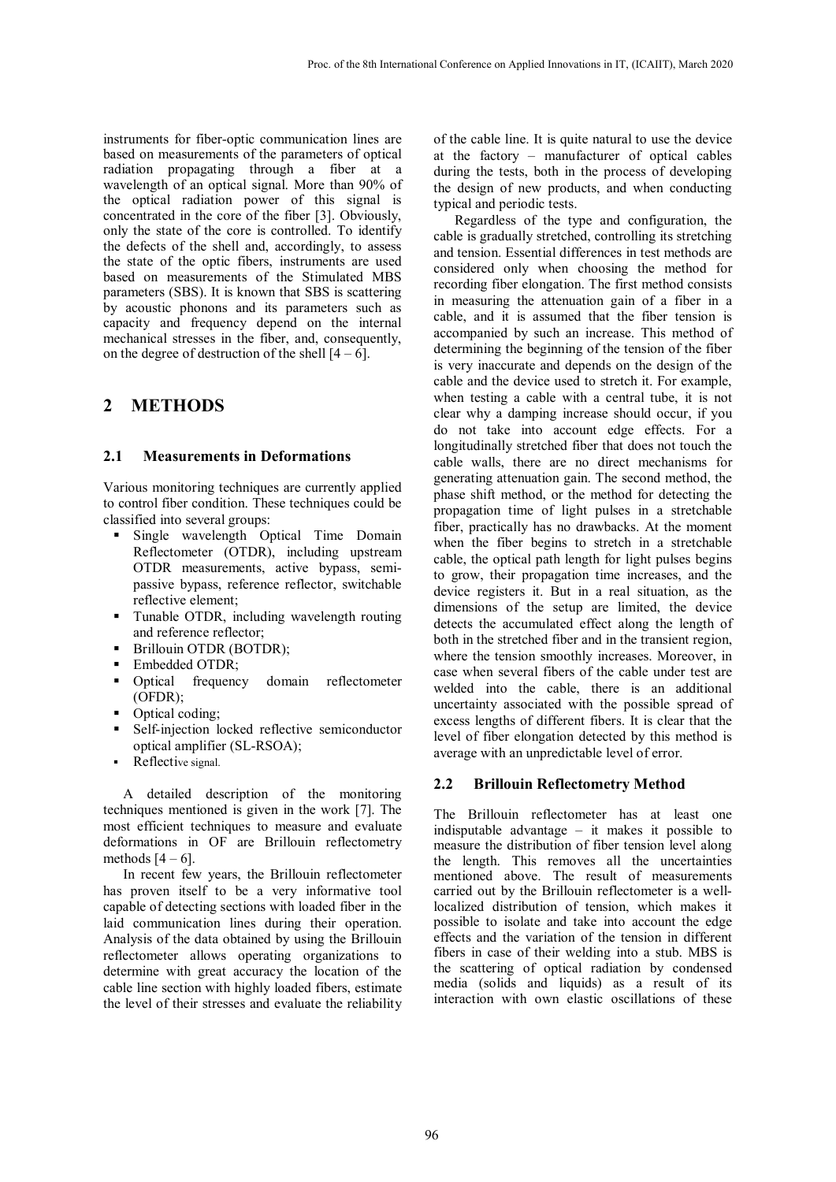instruments for fiber-optic communication lines are based on measurements of the parameters of optical radiation propagating through a fiber at a wavelength of an optical signal. More than 90% of the optical radiation power of this signal is concentrated in the core of the fiber [3]. Obviously, only the state of the core is controlled. To identify the defects of the shell and, accordingly, to assess the state of the optic fibers, instruments are used based on measurements of the Stimulated MBS parameters (SBS). It is known that SBS is scattering by acoustic phonons and its parameters such as capacity and frequency depend on the internal mechanical stresses in the fiber, and, consequently, on the degree of destruction of the shell [4 – 6].

## 2 METHODS

### 2.1 Measurements in Deformations

Various monitoring techniques are currently applied to control fiber condition. These techniques could be classified into several groups:

- Single wavelength Optical Time Domain Reflectometer (OTDR), including upstream OTDR measurements, active bypass, semi-passive bypass, reference reflector, switchable reflective element;
- Tunable OTDR, including wavelength routing and reference reflector;
- Brillouin OTDR (BOTDR);
- Embedded OTDR;
- Optical frequency domain reflectometer (OFDR);
- Optical coding;
- Self-injection locked reflective semiconductor optical amplifier (SL-RSOA);
- Reflective signal.

A detailed description of the monitoring techniques mentioned is given in the work [7]. The most efficient techniques to measure and evaluate deformations in OF are Brillouin reflectometry methods [4 – 6].

In recent few years, the Brillouin reflectometer has proven itself to be a very informative tool capable of detecting sections with loaded fiber in the laid communication lines during their operation. Analysis of the data obtained by using the Brillouin reflectometer allows operating organizations to determine with great accuracy the location of the cable line section with highly loaded fibers, estimate the level of their stresses and evaluate the reliability of the cable line. It is quite natural to use the device at the factory – manufacturer of optical cables during the tests, both in the process of developing the design of new products, and when conducting typical and periodic tests.

Regardless of the type and configuration, the cable is gradually stretched, controlling its stretching and tension. Essential differences in test methods are considered only when choosing the method for recording fiber elongation. The first method consists in measuring the attenuation gain of a fiber in a cable, and it is assumed that the fiber tension is accompanied by such an increase. This method of determining the beginning of the tension of the fiber is very inaccurate and depends on the design of the cable and the device used to stretch it. For example, when testing a cable with a central tube, it is not clear why a damping increase should occur, if you do not take into account edge effects. For a longitudinally stretched fiber that does not touch the cable walls, there are no direct mechanisms for generating attenuation gain. The second method, the phase shift method, or the method for detecting the propagation time of light pulses in a stretchable fiber, practically has no drawbacks. At the moment when the fiber begins to stretch in a stretchable cable, the optical path length for light pulses begins to grow, their propagation time increases, and the device registers it. But in a real situation, as the dimensions of the setup are limited, the device detects the accumulated effect along the length of both in the stretched fiber and in the transient region, where the tension smoothly increases. Moreover, in case when several fibers of the cable under test are welded into the cable, there is an additional uncertainty associated with the possible spread of excess lengths of different fibers. It is clear that the level of fiber elongation detected by this method is average with an unpredictable level of error.

### 2.2 Brillouin Reflectometry Method

The Brillouin reflectometer has at least one indisputable advantage – it makes it possible to measure the distribution of fiber tension level along the length. This removes all the uncertainties mentioned above. The result of measurements carried out by the Brillouin reflectometer is a well-localized distribution of tension, which makes it possible to isolate and take into account the edge effects and the variation of the tension in different fibers in case of their welding into a stub. MBS is the scattering of optical radiation by condensed media (solids and liquids) as a result of its interaction with own elastic oscillations of these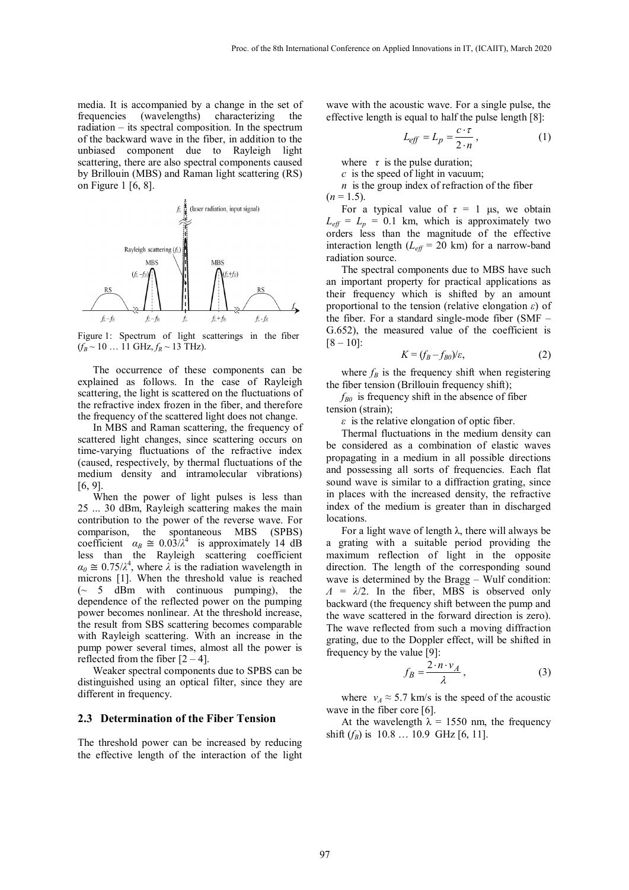media. It is accompanied by a change in the set of frequencies (wavelengths) characterizing the radiation – its spectral composition. In the spectrum of the backward wave in the fiber, in addition to the unbiased component due to Rayleigh light scattering, there are also spectral components caused by Brillouin (MBS) and Raman light scattering (RS) on Figure 1 [6, 8].

Figure 1: Spectrum of light scatterings in the fiber ($f_B \sim 10 \ldots 11$ GHz, $f_R \sim 13$ THz).

The occurrence of these components can be explained as follows. In the case of Rayleigh scattering, the light is scattered on the fluctuations of the refractive index frozen in the fiber, and therefore the frequency of the scattered light does not change.

In MBS and Raman scattering, the frequency of scattered light changes, since scattering occurs on time-varying fluctuations of the refractive index (caused, respectively, by thermal fluctuations of the medium density and intramolecular vibrations) [6, 9].

When the power of light pulses is less than 25 ... 30 dBm, Rayleigh scattering makes the main contribution to the power of the reverse wave. For comparison, the spontaneous MBS (SPBS) coefficient $\alpha_B \cong 0.03/\lambda^4$ is approximately 14 dB less than the Rayleigh scattering coefficient $\alpha_0 \cong 0.75/\lambda^4$, where $\lambda$ is the radiation wavelength in microns [1]. When the threshold value is reached (~ 5 dBm with continuous pumping), the dependence of the reflected power on the pumping power becomes nonlinear. At the threshold increase, the result from SBS scattering becomes comparable with Rayleigh scattering. With an increase in the pump power several times, almost all the power is reflected from the fiber [2 – 4].

Weaker spectral components due to SPBS can be distinguished using an optical filter, since they are different in frequency.

### 2.3 Determination of the Fiber Tension

The threshold power can be increased by reducing the effective length of the interaction of the light wave with the acoustic wave. For a single pulse, the effective length is equal to half the pulse length [8]:

$$L_{eff} = L_p = \frac{c \cdot \tau}{2 \cdot n}, \qquad (1)$$

where $\tau$ is the pulse duration;

$c$ is the speed of light in vacuum;

$n$ is the group index of refraction of the fiber ($n = 1.5$).

For a typical value of $\tau = 1$ μs, we obtain $L_{eff} = L_p = 0.1$ km, which is approximately two orders less than the magnitude of the effective interaction length ($L_{eff} = 20$ km) for a narrow-band radiation source.

The spectral components due to MBS have such an important property for practical applications as their frequency which is shifted by an amount proportional to the tension (relative elongation $\varepsilon$) of the fiber. For a standard single-mode fiber (SMF – G.652), the measured value of the coefficient is [8 – 10]:

$$K = (f_B - f_{B0})/\varepsilon, \qquad (2)$$

where $f_B$ is the frequency shift when registering the fiber tension (Brillouin frequency shift);

$f_{B0}$ is frequency shift in the absence of fiber tension (strain);

$\varepsilon$ is the relative elongation of optic fiber.

Thermal fluctuations in the medium density can be considered as a combination of elastic waves propagating in a medium in all possible directions and possessing all sorts of frequencies. Each flat sound wave is similar to a diffraction grating, since in places with the increased density, the refractive index of the medium is greater than in discharged locations.

For a light wave of length λ, there will always be a grating with a suitable period providing the maximum reflection of light in the opposite direction. The length of the corresponding sound wave is determined by the Bragg – Wulf condition: $\Lambda = \lambda/2$. In the fiber, MBS is observed only backward (the frequency shift between the pump and the wave scattered in the forward direction is zero). The wave reflected from such a moving diffraction grating, due to the Doppler effect, will be shifted in frequency by the value [9]:

$$f_B = \frac{2 \cdot n \cdot v_A}{\lambda}, \qquad (3)$$

where $v_A \approx 5.7$ km/s is the speed of the acoustic wave in the fiber core [6].

At the wavelength λ = 1550 nm, the frequency shift ($f_B$) is 10.8 … 10.9 GHz [6, 11].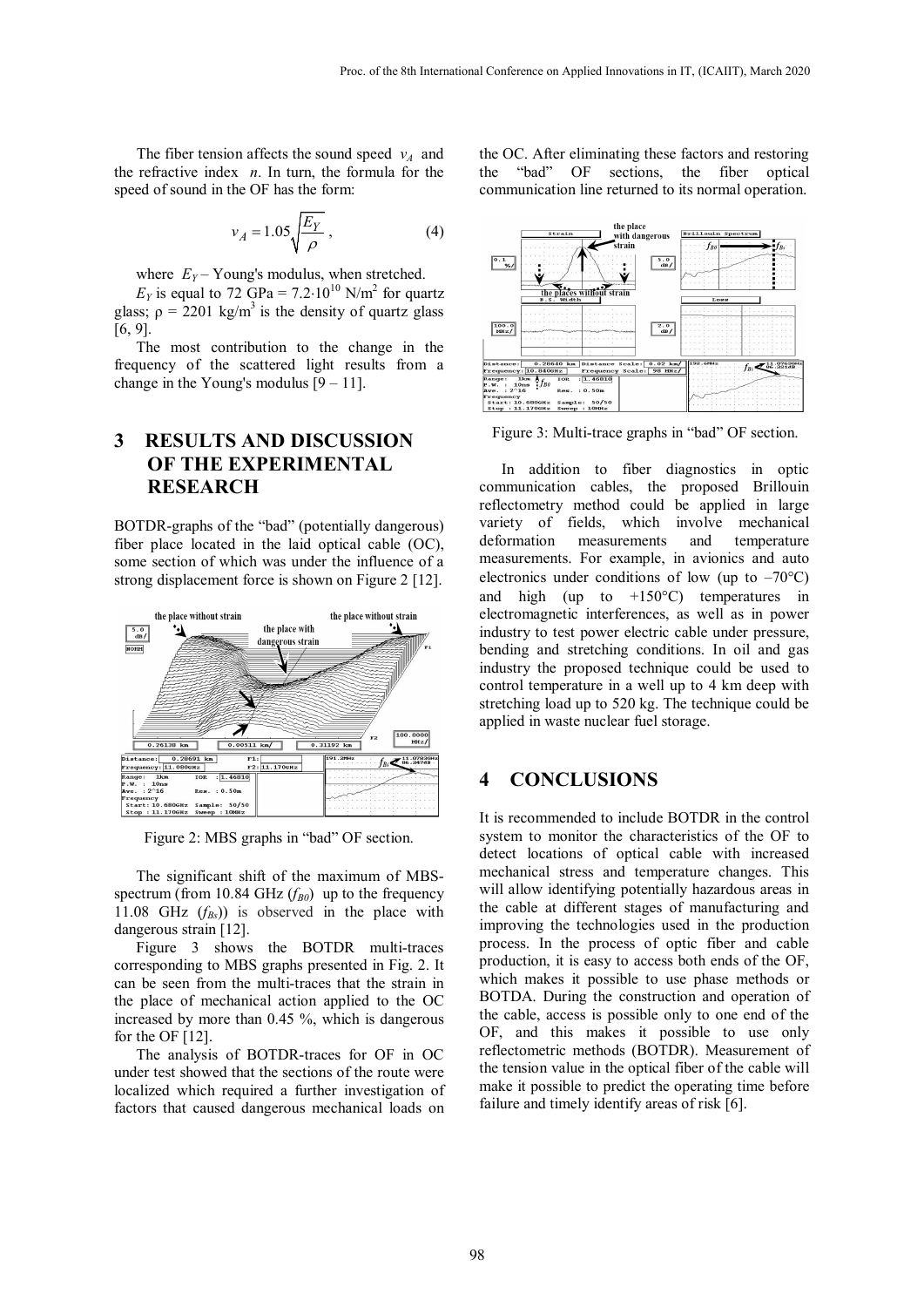The fiber tension affects the sound speed $v_A$ and the refractive index $n$. In turn, the formula for the speed of sound in the OF has the form:

$$v_A = 1.05\sqrt{\frac{E_Y}{\rho}}, \qquad (4)$$

where $E_Y$ – Young's modulus, when stretched.

$E_Y$ is equal to 72 GPa = $7.2 \cdot 10^{10}$ N/m$^2$ for quartz glass; $\rho$ = 2201 kg/m$^3$ is the density of quartz glass [6, 9].

The most contribution to the change in the frequency of the scattered light results from a change in the Young's modulus [9 – 11].

## 3 RESULTS AND DISCUSSION OF THE EXPERIMENTAL RESEARCH

BOTDR-graphs of the "bad" (potentially dangerous) fiber place located in the laid optical cable (OC), some section of which was under the influence of a strong displacement force is shown on Figure 2 [12].

Figure 2: MBS graphs in "bad" OF section.

The significant shift of the maximum of MBS-spectrum (from 10.84 GHz ($f_{B0}$) up to the frequency 11.08 GHz ($f_{Bs}$)) is observed in the place with dangerous strain [12].

Figure 3 shows the BOTDR multi-traces corresponding to MBS graphs presented in Fig. 2. It can be seen from the multi-traces that the strain in the place of mechanical action applied to the OC increased by more than 0.45 %, which is dangerous for the OF [12].

The analysis of BOTDR-traces for OF in OC under test showed that the sections of the route were localized which required a further investigation of factors that caused dangerous mechanical loads on the OC. After eliminating these factors and restoring the "bad" OF sections, the fiber optical communication line returned to its normal operation.

Figure 3: Multi-trace graphs in "bad" OF section.

In addition to fiber diagnostics in optic communication cables, the proposed Brillouin reflectometry method could be applied in large variety of fields, which involve mechanical deformation measurements and temperature measurements. For example, in avionics and auto electronics under conditions of low (up to –70°C) and high (up to +150°C) temperatures in electromagnetic interferences, as well as in power industry to test power electric cable under pressure, bending and stretching conditions. In oil and gas industry the proposed technique could be used to control temperature in a well up to 4 km deep with stretching load up to 520 kg. The technique could be applied in waste nuclear fuel storage.

## 4 CONCLUSIONS

It is recommended to include BOTDR in the control system to monitor the characteristics of the OF to detect locations of optical cable with increased mechanical stress and temperature changes. This will allow identifying potentially hazardous areas in the cable at different stages of manufacturing and improving the technologies used in the production process. In the process of optic fiber and cable production, it is easy to access both ends of the OF, which makes it possible to use phase methods or BOTDA. During the construction and operation of the cable, access is possible only to one end of the OF, and this makes it possible to use only reflectometric methods (BOTDR). Measurement of the tension value in the optical fiber of the cable will make it possible to predict the operating time before failure and timely identify areas of risk [6].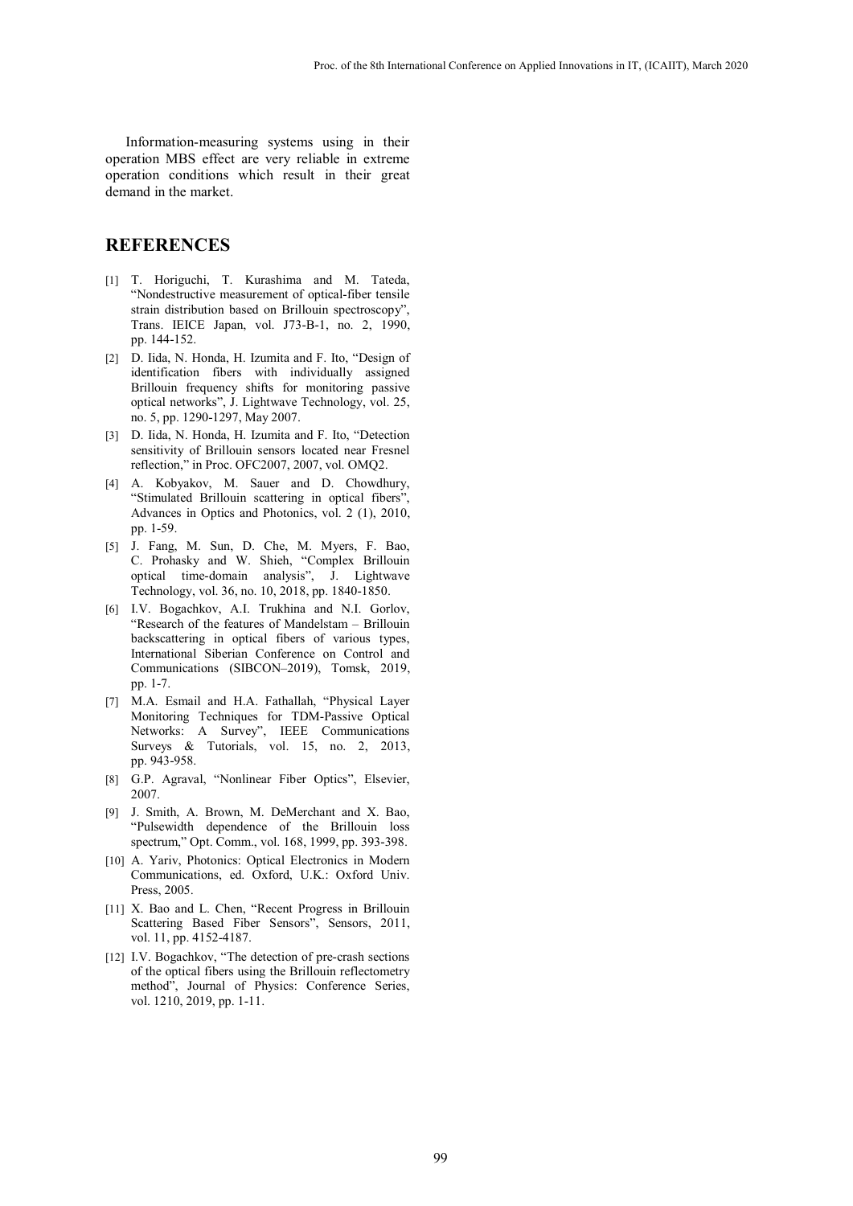Information-measuring systems using in their operation MBS effect are very reliable in extreme operation conditions which result in their great demand in the market.

## REFERENCES

[1] T. Horiguchi, T. Kurashima and M. Tateda, "Nondestructive measurement of optical-fiber tensile strain distribution based on Brillouin spectroscopy", Trans. IEICE Japan, vol. J73-B-1, no. 2, 1990, pp. 144-152.

[2] D. Iida, N. Honda, H. Izumita and F. Ito, "Design of identification fibers with individually assigned Brillouin frequency shifts for monitoring passive optical networks", J. Lightwave Technology, vol. 25, no. 5, pp. 1290-1297, May 2007.

[3] D. Iida, N. Honda, H. Izumita and F. Ito, "Detection sensitivity of Brillouin sensors located near Fresnel reflection," in Proc. OFC2007, 2007, vol. OMQ2.

[4] A. Kobyakov, M. Sauer and D. Chowdhury, "Stimulated Brillouin scattering in optical fibers", Advances in Optics and Photonics, vol. 2 (1), 2010, pp. 1-59.

[5] J. Fang, M. Sun, D. Che, M. Myers, F. Bao, C. Prohasky and W. Shieh, "Complex Brillouin optical time-domain analysis", J. Lightwave Technology, vol. 36, no. 10, 2018, pp. 1840-1850.

[6] I.V. Bogachkov, A.I. Trukhina and N.I. Gorlov, "Research of the features of Mandelstam – Brillouin backscattering in optical fibers of various types, International Siberian Conference on Control and Communications (SIBCON–2019), Tomsk, 2019, pp. 1-7.

[7] M.A. Esmail and H.A. Fathallah, "Physical Layer Monitoring Techniques for TDM-Passive Optical Networks: A Survey", IEEE Communications Surveys & Tutorials, vol. 15, no. 2, 2013, pp. 943-958.

[8] G.P. Agraval, "Nonlinear Fiber Optics", Elsevier, 2007.

[9] J. Smith, A. Brown, M. DeMerchant and X. Bao, "Pulsewidth dependence of the Brillouin loss spectrum," Opt. Comm., vol. 168, 1999, pp. 393-398.

[10] A. Yariv, Photonics: Optical Electronics in Modern Communications, ed. Oxford, U.K.: Oxford Univ. Press, 2005.

[11] X. Bao and L. Chen, "Recent Progress in Brillouin Scattering Based Fiber Sensors", Sensors, 2011, vol. 11, pp. 4152-4187.

[12] I.V. Bogachkov, "The detection of pre-crash sections of the optical fibers using the Brillouin reflectometry method", Journal of Physics: Conference Series, vol. 1210, 2019, pp. 1-11.